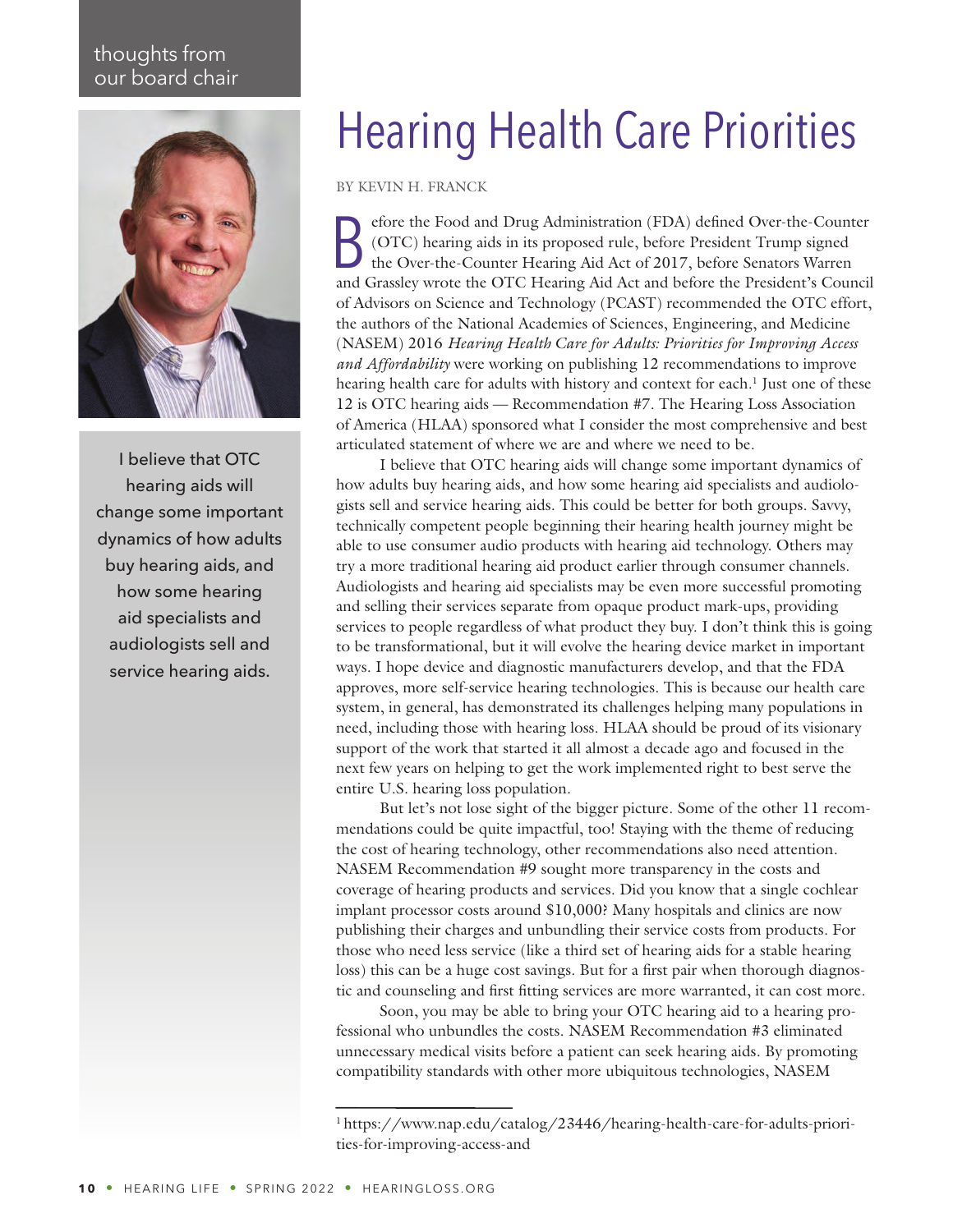thoughts from our board chair

# Hearing Health Care Priorities

BY KEVIN H. FRANCK

Before the Food and Drug Administration (FDA) defined Over-the-Counter (OTC) hearing aids in its proposed rule, before President Trump signed the Over-the-Counter Hearing Aid Act of 2017, before Senators Warren and Grassley wrote the OTC Hearing Aid Act and before the President's Council of Advisors on Science and Technology (PCAST) recommended the OTC effort, the authors of the National Academies of Sciences, Engineering, and Medicine (NASEM) 2016 *Hearing Health Care for Adults: Priorities for Improving Access and Affordability* were working on publishing 12 recommendations to improve hearing health care for adults with history and context for each.[1] Just one of these 12 is OTC hearing aids — Recommendation #7. The Hearing Loss Association of America (HLAA) sponsored what I consider the most comprehensive and best articulated statement of where we are and where we need to be.

I believe that OTC hearing aids will change some important dynamics of how adults buy hearing aids, and how some hearing aid specialists and audiologists sell and service hearing aids. This could be better for both groups. Savvy, technically competent people beginning their hearing health journey might be able to use consumer audio products with hearing aid technology. Others may try a more traditional hearing aid product earlier through consumer channels. Audiologists and hearing aid specialists may be even more successful promoting and selling their services separate from opaque product mark-ups, providing services to people regardless of what product they buy. I don't think this is going to be transformational, but it will evolve the hearing device market in important ways. I hope device and diagnostic manufacturers develop, and that the FDA approves, more self-service hearing technologies. This is because our health care system, in general, has demonstrated its challenges helping many populations in need, including those with hearing loss. HLAA should be proud of its visionary support of the work that started it all almost a decade ago and focused in the next few years on helping to get the work implemented right to best serve the entire U.S. hearing loss population.

> I believe that OTC hearing aids will change some important dynamics of how adults buy hearing aids, and how some hearing aid specialists and audiologists sell and service hearing aids.

But let's not lose sight of the bigger picture. Some of the other 11 recommendations could be quite impactful, too! Staying with the theme of reducing the cost of hearing technology, other recommendations also need attention. NASEM Recommendation #9 sought more transparency in the costs and coverage of hearing products and services. Did you know that a single cochlear implant processor costs around $10,000? Many hospitals and clinics are now publishing their charges and unbundling their service costs from products. For those who need less service (like a third set of hearing aids for a stable hearing loss) this can be a huge cost savings. But for a first pair when thorough diagnostic and counseling and first fitting services are more warranted, it can cost more.

Soon, you may be able to bring your OTC hearing aid to a hearing professional who unbundles the costs. NASEM Recommendation #3 eliminated unnecessary medical visits before a patient can seek hearing aids. By promoting compatibility standards with other more ubiquitous technologies, NASEM

[1] https://www.nap.edu/catalog/23446/hearing-health-care-for-adults-priorities-for-improving-access-and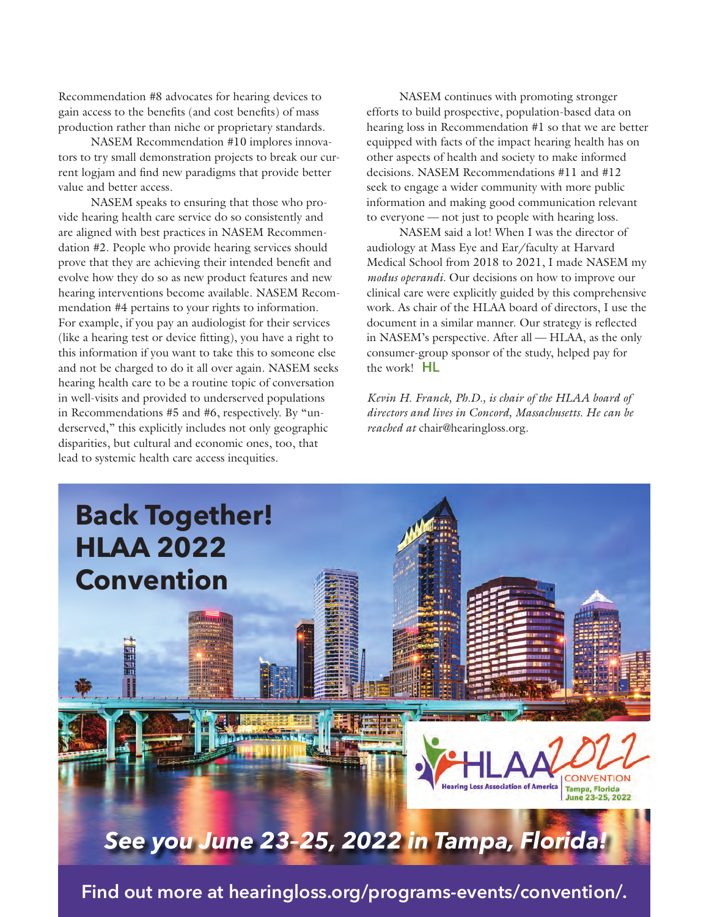Recommendation #8 advocates for hearing devices to gain access to the benefits (and cost benefits) of mass production rather than niche or proprietary standards.

NASEM Recommendation #10 implores innovators to try small demonstration projects to break our current logjam and find new paradigms that provide better value and better access.

NASEM speaks to ensuring that those who provide hearing health care service do so consistently and are aligned with best practices in NASEM Recommendation #2. People who provide hearing services should prove that they are achieving their intended benefit and evolve how they do so as new product features and new hearing interventions become available. NASEM Recommendation #4 pertains to your rights to information. For example, if you pay an audiologist for their services (like a hearing test or device fitting), you have a right to this information if you want to take this to someone else and not be charged to do it all over again. NASEM seeks hearing health care to be a routine topic of conversation in well-visits and provided to underserved populations in Recommendations #5 and #6, respectively. By "underserved," this explicitly includes not only geographic disparities, but cultural and economic ones, too, that lead to systemic health care access inequities.

NASEM continues with promoting stronger efforts to build prospective, population-based data on hearing loss in Recommendation #1 so that we are better equipped with facts of the impact hearing health has on other aspects of health and society to make informed decisions. NASEM Recommendations #11 and #12 seek to engage a wider community with more public information and making good communication relevant to everyone — not just to people with hearing loss.

NASEM said a lot! When I was the director of audiology at Mass Eye and Ear/faculty at Harvard Medical School from 2018 to 2021, I made NASEM my *modus operandi*. Our decisions on how to improve our clinical care were explicitly guided by this comprehensive work. As chair of the HLAA board of directors, I use the document in a similar manner. Our strategy is reflected in NASEM's perspective. After all — HLAA, as the only consumer-group sponsor of the study, helped pay for the work! **HL**

*Kevin H. Franck, Ph.D., is chair of the HLAA board of directors and lives in Concord, Massachusetts. He can be reached at* chair@hearingloss.org.

## Back Together! HLAA 2022 Convention

HLAA 2022 CONVENTION
Hearing Loss Association of America
Tampa, Florida
June 23-25, 2022

***See you June 23–25, 2022 in Tampa, Florida!***

**Find out more at hearingloss.org/programs-events/convention/.**